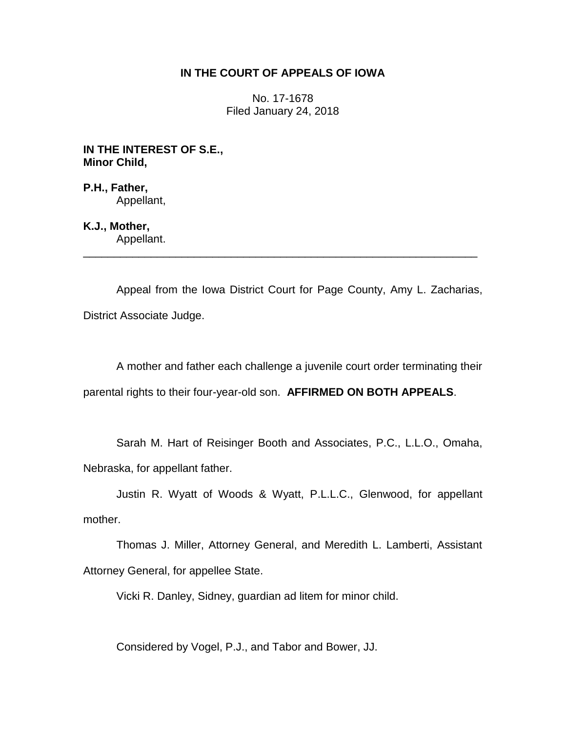**IN THE COURT OF APPEALS OF IOWA**

No. 17-1678
Filed January 24, 2018

**IN THE INTEREST OF S.E.,**
**Minor Child,**

**P.H., Father,**
Appellant,

**K.J., Mother,**
Appellant.

---

Appeal from the Iowa District Court for Page County, Amy L. Zacharias, District Associate Judge.

A mother and father each challenge a juvenile court order terminating their parental rights to their four-year-old son. **AFFIRMED ON BOTH APPEALS**.

Sarah M. Hart of Reisinger Booth and Associates, P.C., L.L.O., Omaha, Nebraska, for appellant father.

Justin R. Wyatt of Woods & Wyatt, P.L.L.C., Glenwood, for appellant mother.

Thomas J. Miller, Attorney General, and Meredith L. Lamberti, Assistant Attorney General, for appellee State.

Vicki R. Danley, Sidney, guardian ad litem for minor child.

Considered by Vogel, P.J., and Tabor and Bower, JJ.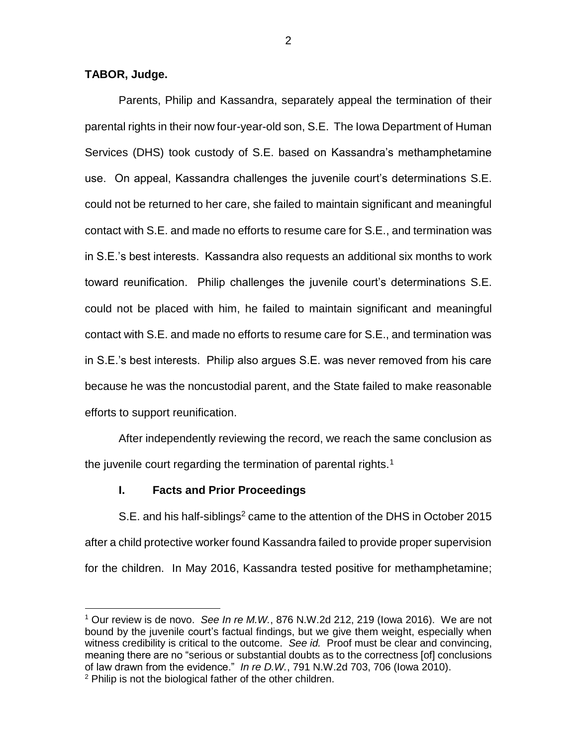**TABOR, Judge.**

Parents, Philip and Kassandra, separately appeal the termination of their parental rights in their now four-year-old son, S.E. The Iowa Department of Human Services (DHS) took custody of S.E. based on Kassandra's methamphetamine use. On appeal, Kassandra challenges the juvenile court's determinations S.E. could not be returned to her care, she failed to maintain significant and meaningful contact with S.E. and made no efforts to resume care for S.E., and termination was in S.E.'s best interests. Kassandra also requests an additional six months to work toward reunification. Philip challenges the juvenile court's determinations S.E. could not be placed with him, he failed to maintain significant and meaningful contact with S.E. and made no efforts to resume care for S.E., and termination was in S.E.'s best interests. Philip also argues S.E. was never removed from his care because he was the noncustodial parent, and the State failed to make reasonable efforts to support reunification.

After independently reviewing the record, we reach the same conclusion as the juvenile court regarding the termination of parental rights.[1]

## I. Facts and Prior Proceedings

S.E. and his half-siblings[2] came to the attention of the DHS in October 2015 after a child protective worker found Kassandra failed to provide proper supervision for the children. In May 2016, Kassandra tested positive for methamphetamine;

[1] Our review is de novo. *See In re M.W.*, 876 N.W.2d 212, 219 (Iowa 2016). We are not bound by the juvenile court's factual findings, but we give them weight, especially when witness credibility is critical to the outcome. *See id.* Proof must be clear and convincing, meaning there are no "serious or substantial doubts as to the correctness [of] conclusions of law drawn from the evidence." *In re D.W.*, 791 N.W.2d 703, 706 (Iowa 2010).

[2] Philip is not the biological father of the other children.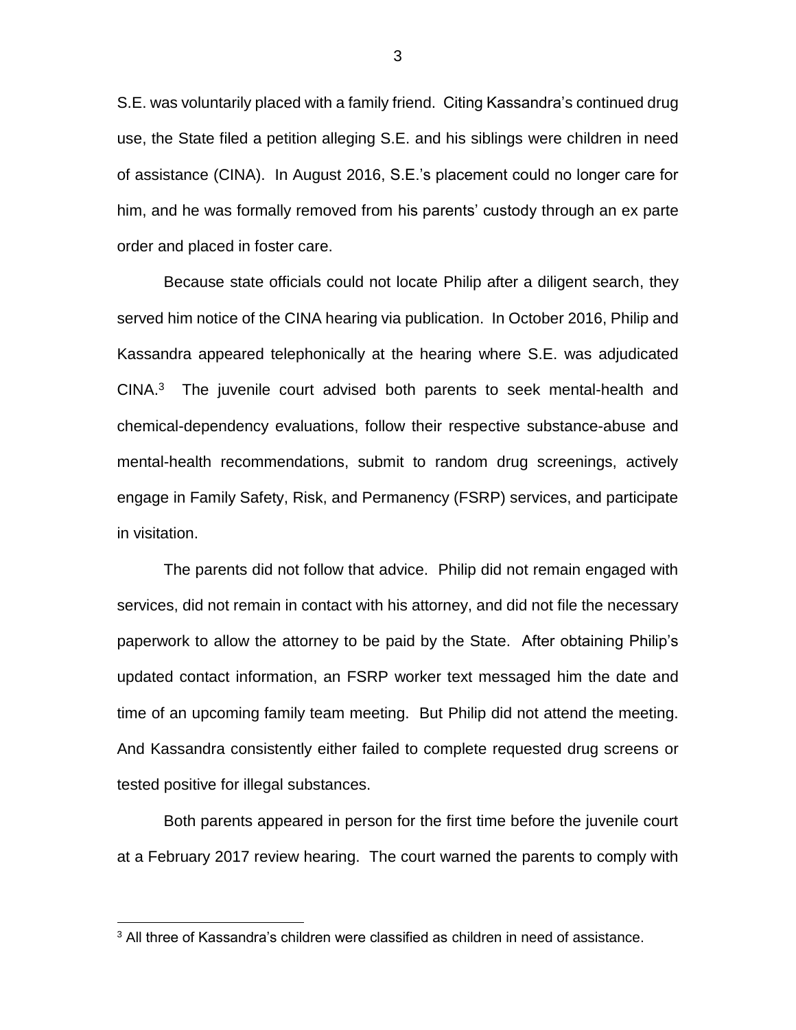S.E. was voluntarily placed with a family friend. Citing Kassandra's continued drug use, the State filed a petition alleging S.E. and his siblings were children in need of assistance (CINA). In August 2016, S.E.'s placement could no longer care for him, and he was formally removed from his parents' custody through an ex parte order and placed in foster care.

Because state officials could not locate Philip after a diligent search, they served him notice of the CINA hearing via publication. In October 2016, Philip and Kassandra appeared telephonically at the hearing where S.E. was adjudicated CINA.[3] The juvenile court advised both parents to seek mental-health and chemical-dependency evaluations, follow their respective substance-abuse and mental-health recommendations, submit to random drug screenings, actively engage in Family Safety, Risk, and Permanency (FSRP) services, and participate in visitation.

The parents did not follow that advice. Philip did not remain engaged with services, did not remain in contact with his attorney, and did not file the necessary paperwork to allow the attorney to be paid by the State. After obtaining Philip's updated contact information, an FSRP worker text messaged him the date and time of an upcoming family team meeting. But Philip did not attend the meeting. And Kassandra consistently either failed to complete requested drug screens or tested positive for illegal substances.

Both parents appeared in person for the first time before the juvenile court at a February 2017 review hearing. The court warned the parents to comply with

[3] All three of Kassandra's children were classified as children in need of assistance.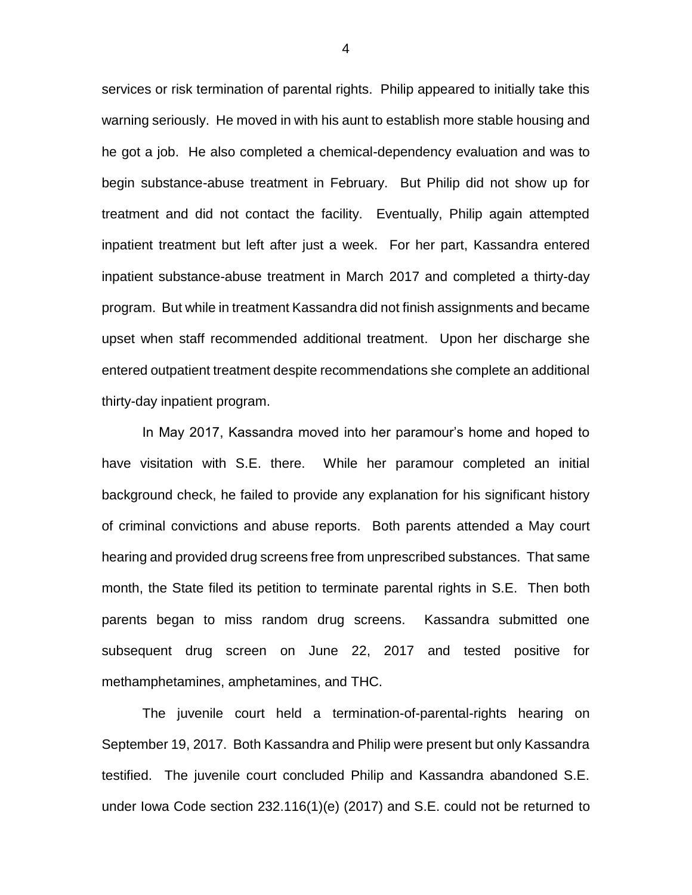services or risk termination of parental rights. Philip appeared to initially take this warning seriously. He moved in with his aunt to establish more stable housing and he got a job. He also completed a chemical-dependency evaluation and was to begin substance-abuse treatment in February. But Philip did not show up for treatment and did not contact the facility. Eventually, Philip again attempted inpatient treatment but left after just a week. For her part, Kassandra entered inpatient substance-abuse treatment in March 2017 and completed a thirty-day program. But while in treatment Kassandra did not finish assignments and became upset when staff recommended additional treatment. Upon her discharge she entered outpatient treatment despite recommendations she complete an additional thirty-day inpatient program.

In May 2017, Kassandra moved into her paramour's home and hoped to have visitation with S.E. there. While her paramour completed an initial background check, he failed to provide any explanation for his significant history of criminal convictions and abuse reports. Both parents attended a May court hearing and provided drug screens free from unprescribed substances. That same month, the State filed its petition to terminate parental rights in S.E. Then both parents began to miss random drug screens. Kassandra submitted one subsequent drug screen on June 22, 2017 and tested positive for methamphetamines, amphetamines, and THC.

The juvenile court held a termination-of-parental-rights hearing on September 19, 2017. Both Kassandra and Philip were present but only Kassandra testified. The juvenile court concluded Philip and Kassandra abandoned S.E. under Iowa Code section 232.116(1)(e) (2017) and S.E. could not be returned to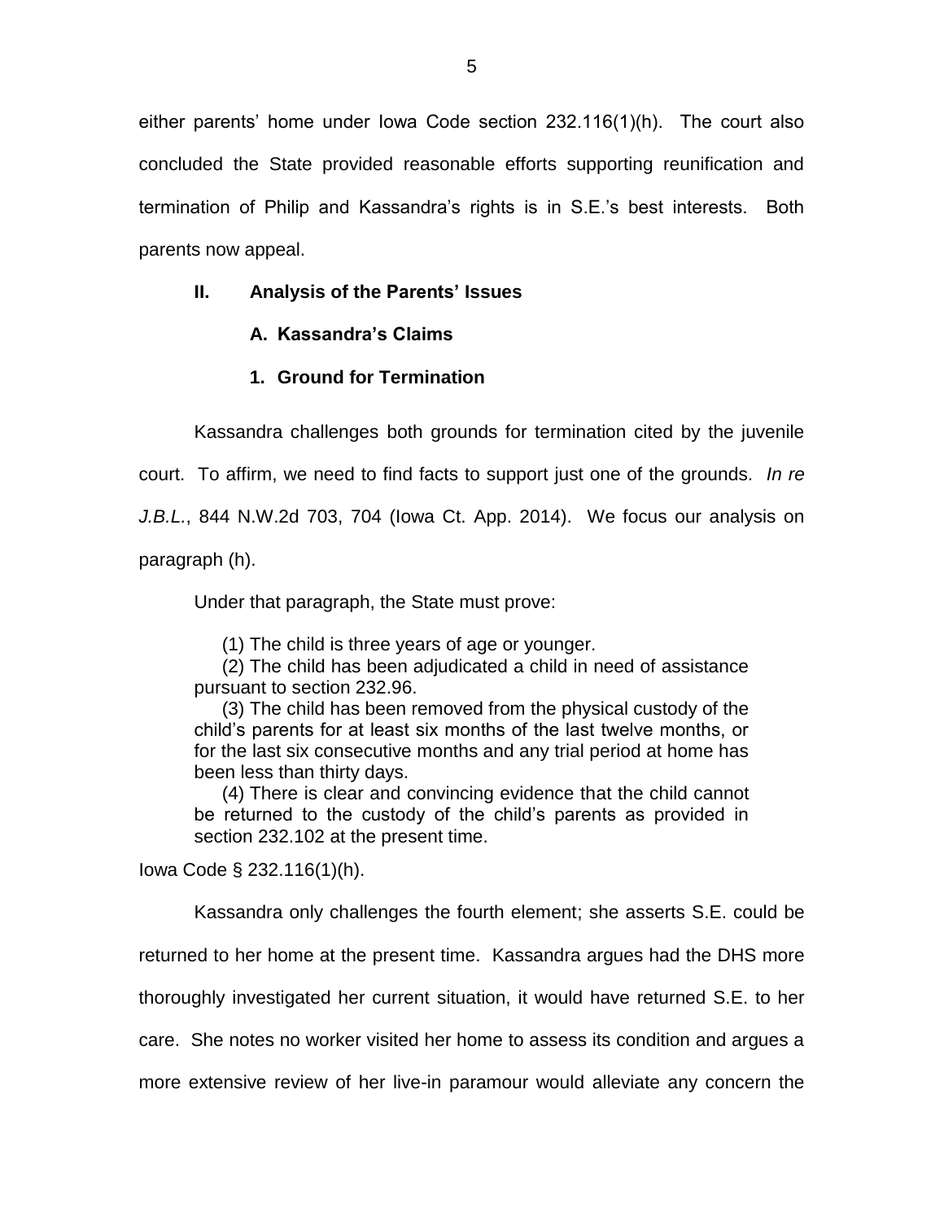either parents' home under Iowa Code section 232.116(1)(h). The court also concluded the State provided reasonable efforts supporting reunification and termination of Philip and Kassandra's rights is in S.E.'s best interests. Both parents now appeal.

## II. Analysis of the Parents' Issues

### A. Kassandra's Claims

#### 1. Ground for Termination

Kassandra challenges both grounds for termination cited by the juvenile court. To affirm, we need to find facts to support just one of the grounds. *In re J.B.L.*, 844 N.W.2d 703, 704 (Iowa Ct. App. 2014). We focus our analysis on paragraph (h).

Under that paragraph, the State must prove:

> (1) The child is three years of age or younger.
>
> (2) The child has been adjudicated a child in need of assistance pursuant to section 232.96.
>
> (3) The child has been removed from the physical custody of the child's parents for at least six months of the last twelve months, or for the last six consecutive months and any trial period at home has been less than thirty days.
>
> (4) There is clear and convincing evidence that the child cannot be returned to the custody of the child's parents as provided in section 232.102 at the present time.

Iowa Code § 232.116(1)(h).

Kassandra only challenges the fourth element; she asserts S.E. could be returned to her home at the present time. Kassandra argues had the DHS more thoroughly investigated her current situation, it would have returned S.E. to her care. She notes no worker visited her home to assess its condition and argues a more extensive review of her live-in paramour would alleviate any concern the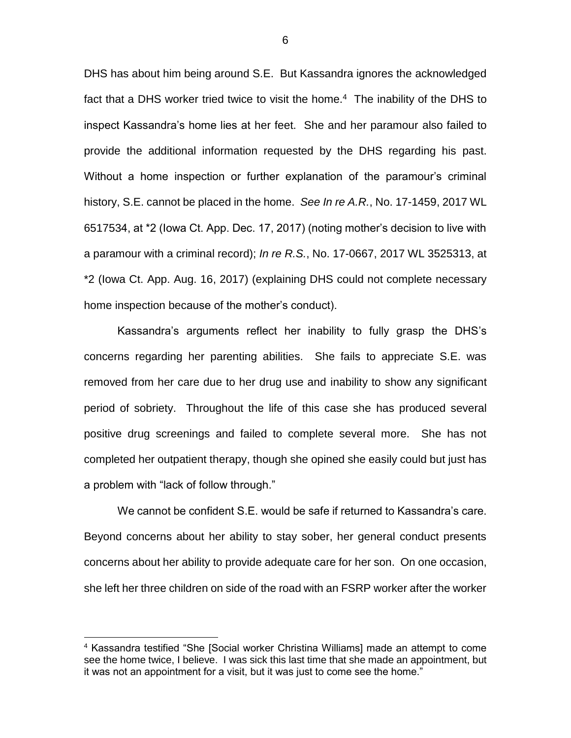DHS has about him being around S.E. But Kassandra ignores the acknowledged fact that a DHS worker tried twice to visit the home.[4] The inability of the DHS to inspect Kassandra's home lies at her feet. She and her paramour also failed to provide the additional information requested by the DHS regarding his past. Without a home inspection or further explanation of the paramour's criminal history, S.E. cannot be placed in the home. *See In re A.R.*, No. 17-1459, 2017 WL 6517534, at *2 (Iowa Ct. App. Dec. 17, 2017) (noting mother's decision to live with a paramour with a criminal record); *In re R.S.*, No. 17-0667, 2017 WL 3525313, at *2 (Iowa Ct. App. Aug. 16, 2017) (explaining DHS could not complete necessary home inspection because of the mother's conduct).

Kassandra's arguments reflect her inability to fully grasp the DHS's concerns regarding her parenting abilities. She fails to appreciate S.E. was removed from her care due to her drug use and inability to show any significant period of sobriety. Throughout the life of this case she has produced several positive drug screenings and failed to complete several more. She has not completed her outpatient therapy, though she opined she easily could but just has a problem with "lack of follow through."

We cannot be confident S.E. would be safe if returned to Kassandra's care. Beyond concerns about her ability to stay sober, her general conduct presents concerns about her ability to provide adequate care for her son. On one occasion, she left her three children on side of the road with an FSRP worker after the worker

[4] Kassandra testified "She [Social worker Christina Williams] made an attempt to come see the home twice, I believe. I was sick this last time that she made an appointment, but it was not an appointment for a visit, but it was just to come see the home."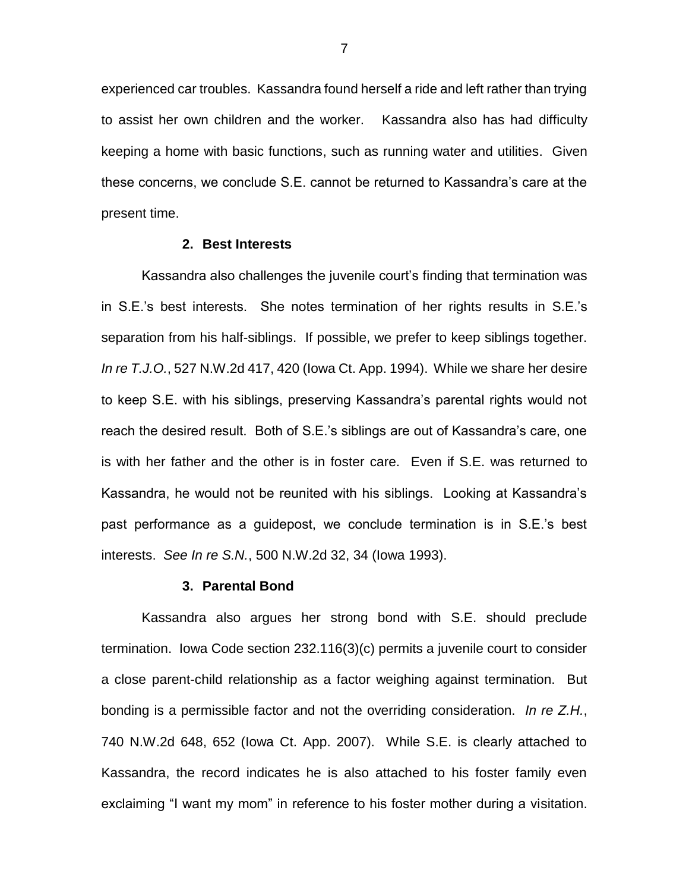experienced car troubles. Kassandra found herself a ride and left rather than trying to assist her own children and the worker. Kassandra also has had difficulty keeping a home with basic functions, such as running water and utilities. Given these concerns, we conclude S.E. cannot be returned to Kassandra's care at the present time.

**2. Best Interests**

Kassandra also challenges the juvenile court's finding that termination was in S.E.'s best interests. She notes termination of her rights results in S.E.'s separation from his half-siblings. If possible, we prefer to keep siblings together. *In re T.J.O.*, 527 N.W.2d 417, 420 (Iowa Ct. App. 1994). While we share her desire to keep S.E. with his siblings, preserving Kassandra's parental rights would not reach the desired result. Both of S.E.'s siblings are out of Kassandra's care, one is with her father and the other is in foster care. Even if S.E. was returned to Kassandra, he would not be reunited with his siblings. Looking at Kassandra's past performance as a guidepost, we conclude termination is in S.E.'s best interests. *See In re S.N.*, 500 N.W.2d 32, 34 (Iowa 1993).

**3. Parental Bond**

Kassandra also argues her strong bond with S.E. should preclude termination. Iowa Code section 232.116(3)(c) permits a juvenile court to consider a close parent-child relationship as a factor weighing against termination. But bonding is a permissible factor and not the overriding consideration. *In re Z.H.*, 740 N.W.2d 648, 652 (Iowa Ct. App. 2007). While S.E. is clearly attached to Kassandra, the record indicates he is also attached to his foster family even exclaiming "I want my mom" in reference to his foster mother during a visitation.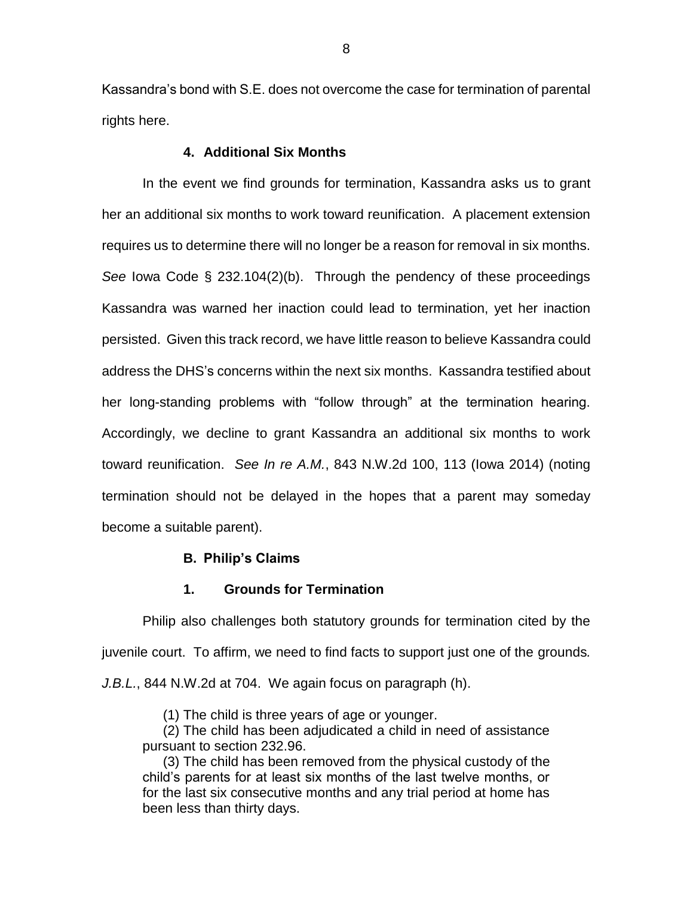Kassandra's bond with S.E. does not overcome the case for termination of parental rights here.

**4. Additional Six Months**

In the event we find grounds for termination, Kassandra asks us to grant her an additional six months to work toward reunification. A placement extension requires us to determine there will no longer be a reason for removal in six months. *See* Iowa Code § 232.104(2)(b). Through the pendency of these proceedings Kassandra was warned her inaction could lead to termination, yet her inaction persisted. Given this track record, we have little reason to believe Kassandra could address the DHS's concerns within the next six months. Kassandra testified about her long-standing problems with "follow through" at the termination hearing. Accordingly, we decline to grant Kassandra an additional six months to work toward reunification. *See In re A.M.*, 843 N.W.2d 100, 113 (Iowa 2014) (noting termination should not be delayed in the hopes that a parent may someday become a suitable parent).

**B. Philip's Claims**

**1. Grounds for Termination**

Philip also challenges both statutory grounds for termination cited by the juvenile court. To affirm, we need to find facts to support just one of the grounds. *J.B.L.*, 844 N.W.2d at 704. We again focus on paragraph (h).

> (1) The child is three years of age or younger.
>
> (2) The child has been adjudicated a child in need of assistance pursuant to section 232.96.
>
> (3) The child has been removed from the physical custody of the child's parents for at least six months of the last twelve months, or for the last six consecutive months and any trial period at home has been less than thirty days.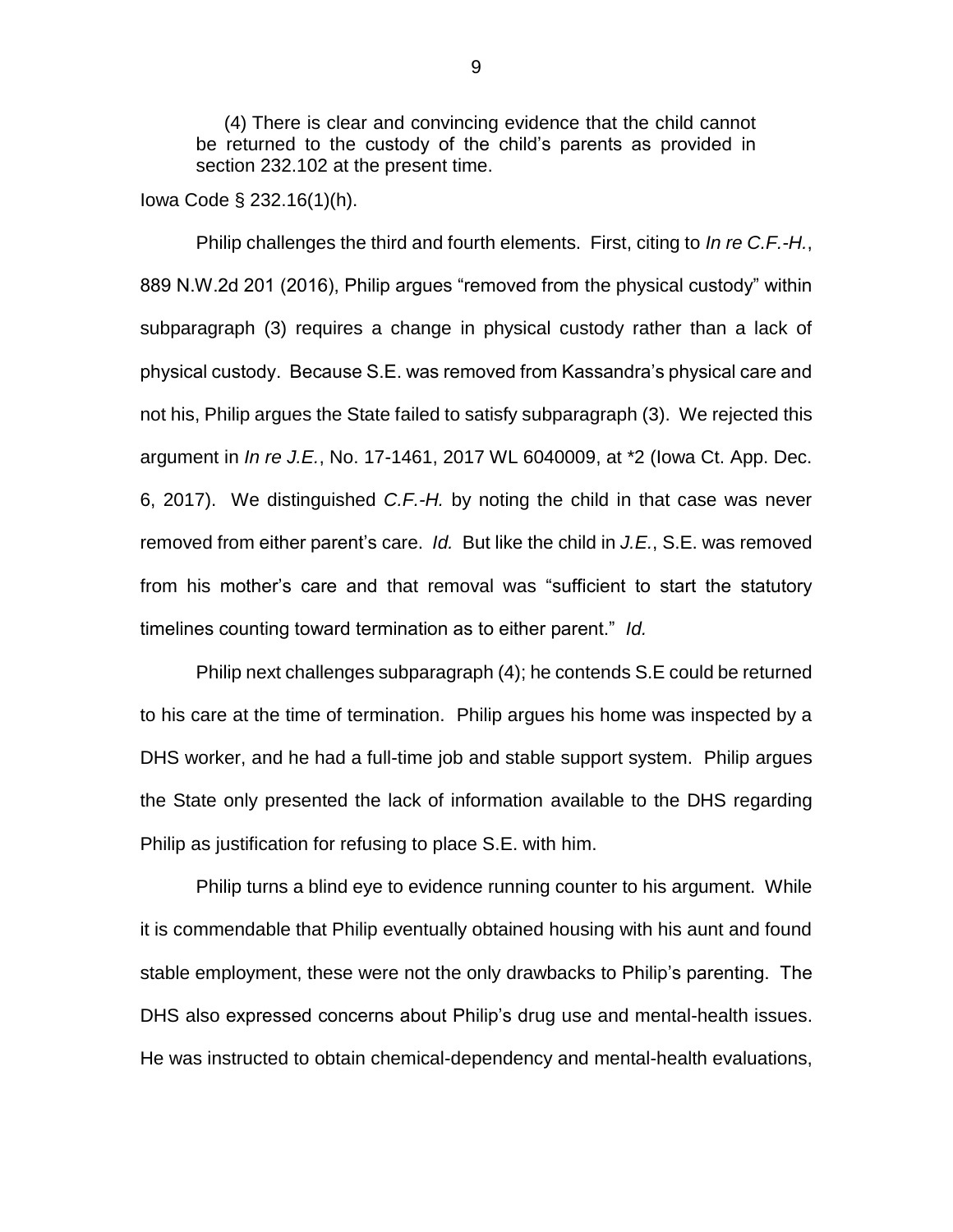> (4) There is clear and convincing evidence that the child cannot be returned to the custody of the child's parents as provided in section 232.102 at the present time.

Iowa Code § 232.16(1)(h).

Philip challenges the third and fourth elements. First, citing to *In re C.F.-H.*, 889 N.W.2d 201 (2016), Philip argues "removed from the physical custody" within subparagraph (3) requires a change in physical custody rather than a lack of physical custody. Because S.E. was removed from Kassandra's physical care and not his, Philip argues the State failed to satisfy subparagraph (3). We rejected this argument in *In re J.E.*, No. 17-1461, 2017 WL 6040009, at *2 (Iowa Ct. App. Dec. 6, 2017). We distinguished *C.F.-H.* by noting the child in that case was never removed from either parent's care. *Id.* But like the child in *J.E.*, S.E. was removed from his mother's care and that removal was "sufficient to start the statutory timelines counting toward termination as to either parent." *Id.*

Philip next challenges subparagraph (4); he contends S.E could be returned to his care at the time of termination. Philip argues his home was inspected by a DHS worker, and he had a full-time job and stable support system. Philip argues the State only presented the lack of information available to the DHS regarding Philip as justification for refusing to place S.E. with him.

Philip turns a blind eye to evidence running counter to his argument. While it is commendable that Philip eventually obtained housing with his aunt and found stable employment, these were not the only drawbacks to Philip's parenting. The DHS also expressed concerns about Philip's drug use and mental-health issues. He was instructed to obtain chemical-dependency and mental-health evaluations,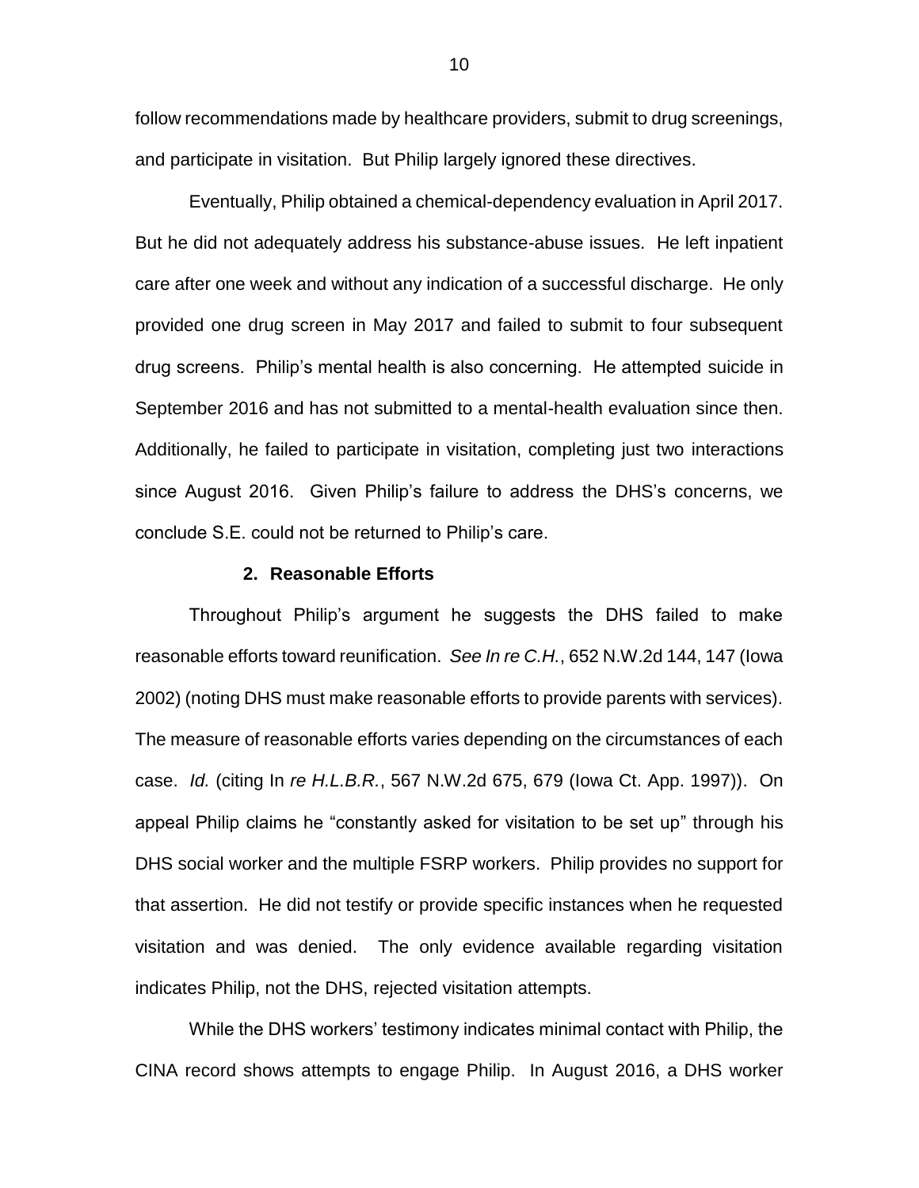follow recommendations made by healthcare providers, submit to drug screenings, and participate in visitation. But Philip largely ignored these directives.

Eventually, Philip obtained a chemical-dependency evaluation in April 2017. But he did not adequately address his substance-abuse issues. He left inpatient care after one week and without any indication of a successful discharge. He only provided one drug screen in May 2017 and failed to submit to four subsequent drug screens. Philip's mental health is also concerning. He attempted suicide in September 2016 and has not submitted to a mental-health evaluation since then. Additionally, he failed to participate in visitation, completing just two interactions since August 2016. Given Philip's failure to address the DHS's concerns, we conclude S.E. could not be returned to Philip's care.

**2. Reasonable Efforts**

Throughout Philip's argument he suggests the DHS failed to make reasonable efforts toward reunification. *See In re C.H.*, 652 N.W.2d 144, 147 (Iowa 2002) (noting DHS must make reasonable efforts to provide parents with services). The measure of reasonable efforts varies depending on the circumstances of each case. *Id.* (citing In *re H.L.B.R.*, 567 N.W.2d 675, 679 (Iowa Ct. App. 1997)). On appeal Philip claims he "constantly asked for visitation to be set up" through his DHS social worker and the multiple FSRP workers. Philip provides no support for that assertion. He did not testify or provide specific instances when he requested visitation and was denied. The only evidence available regarding visitation indicates Philip, not the DHS, rejected visitation attempts.

While the DHS workers' testimony indicates minimal contact with Philip, the CINA record shows attempts to engage Philip. In August 2016, a DHS worker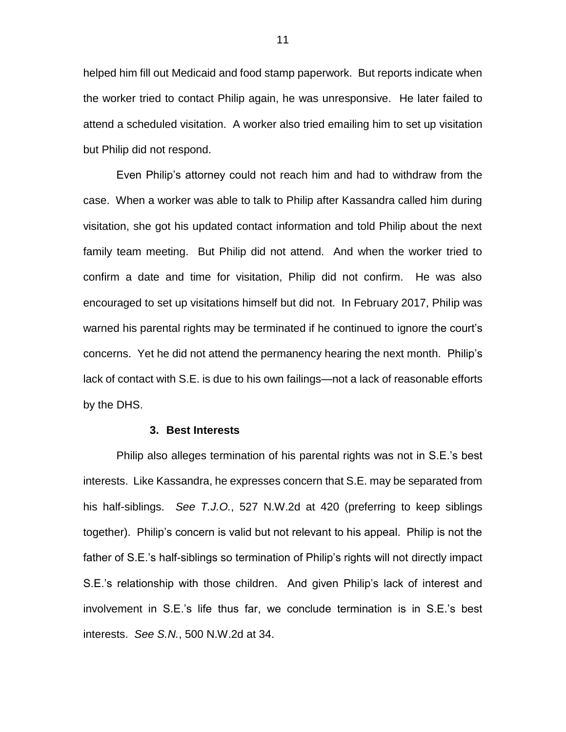helped him fill out Medicaid and food stamp paperwork. But reports indicate when the worker tried to contact Philip again, he was unresponsive. He later failed to attend a scheduled visitation. A worker also tried emailing him to set up visitation but Philip did not respond.

Even Philip's attorney could not reach him and had to withdraw from the case. When a worker was able to talk to Philip after Kassandra called him during visitation, she got his updated contact information and told Philip about the next family team meeting. But Philip did not attend. And when the worker tried to confirm a date and time for visitation, Philip did not confirm. He was also encouraged to set up visitations himself but did not. In February 2017, Philip was warned his parental rights may be terminated if he continued to ignore the court's concerns. Yet he did not attend the permanency hearing the next month. Philip's lack of contact with S.E. is due to his own failings—not a lack of reasonable efforts by the DHS.

### 3. Best Interests

Philip also alleges termination of his parental rights was not in S.E.'s best interests. Like Kassandra, he expresses concern that S.E. may be separated from his half-siblings. *See T.J.O.*, 527 N.W.2d at 420 (preferring to keep siblings together). Philip's concern is valid but not relevant to his appeal. Philip is not the father of S.E.'s half-siblings so termination of Philip's rights will not directly impact S.E.'s relationship with those children. And given Philip's lack of interest and involvement in S.E.'s life thus far, we conclude termination is in S.E.'s best interests. *See S.N.*, 500 N.W.2d at 34.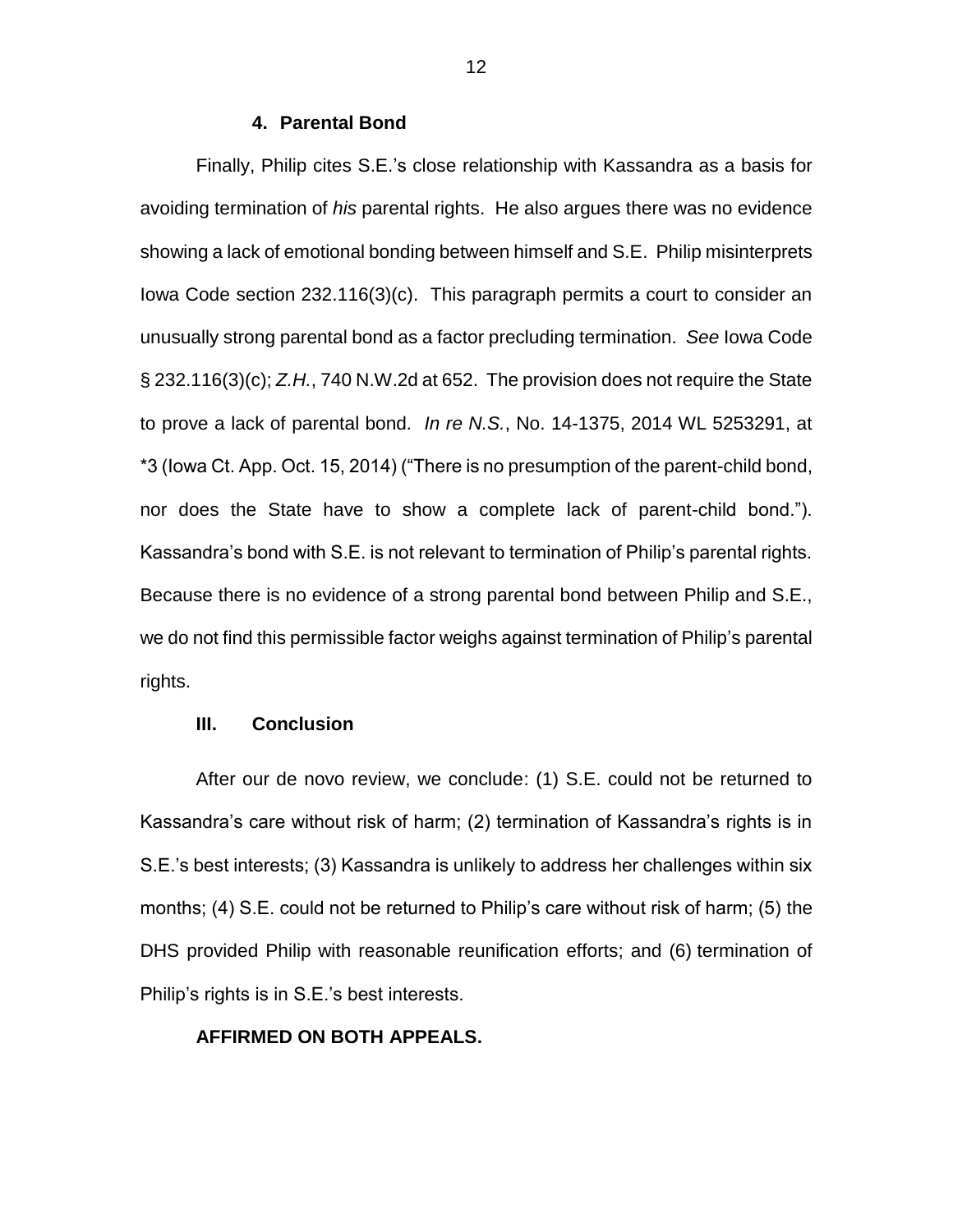### 4. Parental Bond

Finally, Philip cites S.E.'s close relationship with Kassandra as a basis for avoiding termination of *his* parental rights. He also argues there was no evidence showing a lack of emotional bonding between himself and S.E. Philip misinterprets Iowa Code section 232.116(3)(c). This paragraph permits a court to consider an unusually strong parental bond as a factor precluding termination. *See* Iowa Code § 232.116(3)(c); *Z.H.*, 740 N.W.2d at 652. The provision does not require the State to prove a lack of parental bond. *In re N.S.*, No. 14-1375, 2014 WL 5253291, at *3 (Iowa Ct. App. Oct. 15, 2014) ("There is no presumption of the parent-child bond, nor does the State have to show a complete lack of parent-child bond."). Kassandra's bond with S.E. is not relevant to termination of Philip's parental rights. Because there is no evidence of a strong parental bond between Philip and S.E., we do not find this permissible factor weighs against termination of Philip's parental rights.

## III. Conclusion

After our de novo review, we conclude: (1) S.E. could not be returned to Kassandra's care without risk of harm; (2) termination of Kassandra's rights is in S.E.'s best interests; (3) Kassandra is unlikely to address her challenges within six months; (4) S.E. could not be returned to Philip's care without risk of harm; (5) the DHS provided Philip with reasonable reunification efforts; and (6) termination of Philip's rights is in S.E.'s best interests.

**AFFIRMED ON BOTH APPEALS.**